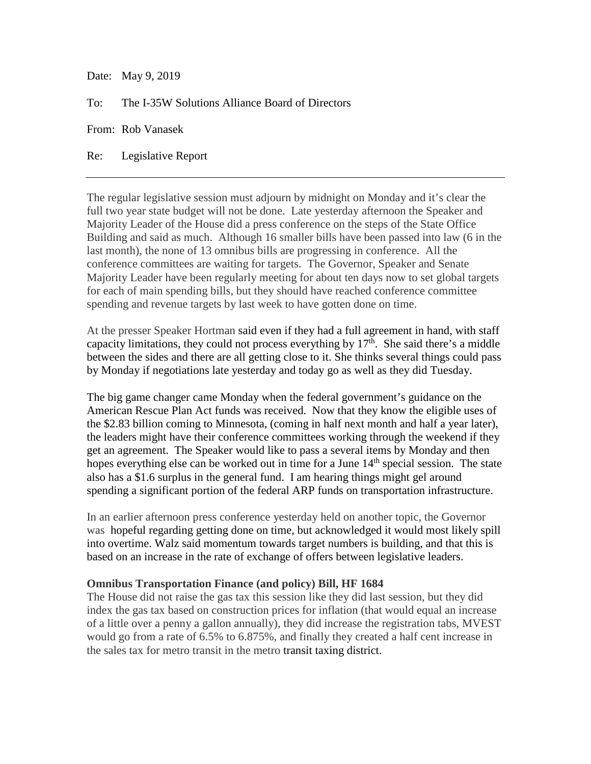Date: May 9, 2019

To: The I-35W Solutions Alliance Board of Directors

From: Rob Vanasek

Re: Legislative Report

---

The regular legislative session must adjourn by midnight on Monday and it's clear the full two year state budget will not be done. Late yesterday afternoon the Speaker and Majority Leader of the House did a press conference on the steps of the State Office Building and said as much. Although 16 smaller bills have been passed into law (6 in the last month), the none of 13 omnibus bills are progressing in conference. All the conference committees are waiting for targets. The Governor, Speaker and Senate Majority Leader have been regularly meeting for about ten days now to set global targets for each of main spending bills, but they should have reached conference committee spending and revenue targets by last week to have gotten done on time.

At the presser Speaker Hortman said even if they had a full agreement in hand, with staff capacity limitations, they could not process everything by 17th. She said there's a middle between the sides and there are all getting close to it. She thinks several things could pass by Monday if negotiations late yesterday and today go as well as they did Tuesday.

The big game changer came Monday when the federal government's guidance on the American Rescue Plan Act funds was received. Now that they know the eligible uses of the $2.83 billion coming to Minnesota, (coming in half next month and half a year later), the leaders might have their conference committees working through the weekend if they get an agreement. The Speaker would like to pass a several items by Monday and then hopes everything else can be worked out in time for a June 14th special session. The state also has a $1.6 surplus in the general fund. I am hearing things might gel around spending a significant portion of the federal ARP funds on transportation infrastructure.

In an earlier afternoon press conference yesterday held on another topic, the Governor was hopeful regarding getting done on time, but acknowledged it would most likely spill into overtime. Walz said momentum towards target numbers is building, and that this is based on an increase in the rate of exchange of offers between legislative leaders.

**Omnibus Transportation Finance (and policy) Bill, HF 1684**

The House did not raise the gas tax this session like they did last session, but they did index the gas tax based on construction prices for inflation (that would equal an increase of a little over a penny a gallon annually), they did increase the registration tabs, MVEST would go from a rate of 6.5% to 6.875%, and finally they created a half cent increase in the sales tax for metro transit in the metro transit taxing district.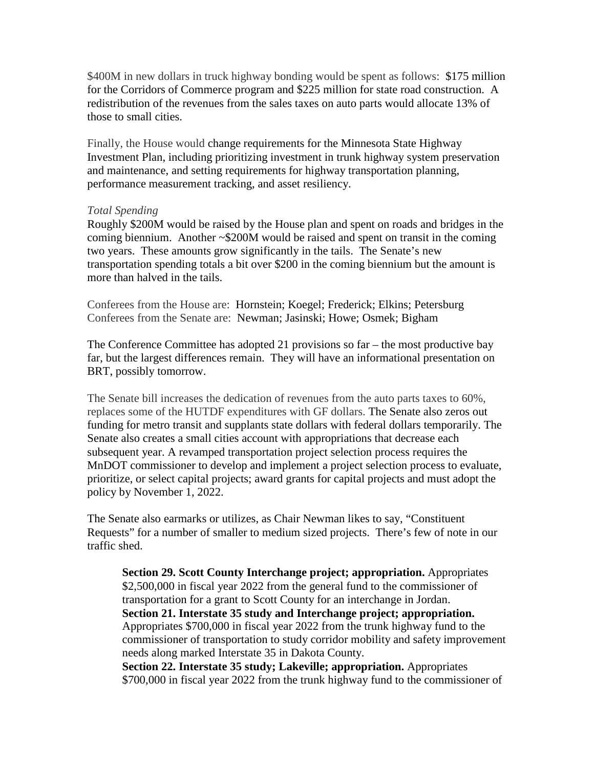$400M in new dollars in truck highway bonding would be spent as follows: $175 million for the Corridors of Commerce program and $225 million for state road construction. A redistribution of the revenues from the sales taxes on auto parts would allocate 13% of those to small cities.

Finally, the House would change requirements for the Minnesota State Highway Investment Plan, including prioritizing investment in trunk highway system preservation and maintenance, and setting requirements for highway transportation planning, performance measurement tracking, and asset resiliency.

*Total Spending*

Roughly $200M would be raised by the House plan and spent on roads and bridges in the coming biennium. Another ~$200M would be raised and spent on transit in the coming two years. These amounts grow significantly in the tails. The Senate's new transportation spending totals a bit over $200 in the coming biennium but the amount is more than halved in the tails.

Conferees from the House are: Hornstein; Koegel; Frederick; Elkins; Petersburg
Conferees from the Senate are: Newman; Jasinski; Howe; Osmek; Bigham

The Conference Committee has adopted 21 provisions so far – the most productive bay far, but the largest differences remain. They will have an informational presentation on BRT, possibly tomorrow.

The Senate bill increases the dedication of revenues from the auto parts taxes to 60%, replaces some of the HUTDF expenditures with GF dollars. The Senate also zeros out funding for metro transit and supplants state dollars with federal dollars temporarily. The Senate also creates a small cities account with appropriations that decrease each subsequent year. A revamped transportation project selection process requires the MnDOT commissioner to develop and implement a project selection process to evaluate, prioritize, or select capital projects; award grants for capital projects and must adopt the policy by November 1, 2022.

The Senate also earmarks or utilizes, as Chair Newman likes to say, "Constituent Requests" for a number of smaller to medium sized projects. There's few of note in our traffic shed.

> **Section 29. Scott County Interchange project; appropriation.** Appropriates $2,500,000 in fiscal year 2022 from the general fund to the commissioner of transportation for a grant to Scott County for an interchange in Jordan.
> **Section 21. Interstate 35 study and Interchange project; appropriation.** Appropriates $700,000 in fiscal year 2022 from the trunk highway fund to the commissioner of transportation to study corridor mobility and safety improvement needs along marked Interstate 35 in Dakota County.
> **Section 22. Interstate 35 study; Lakeville; appropriation.** Appropriates $700,000 in fiscal year 2022 from the trunk highway fund to the commissioner of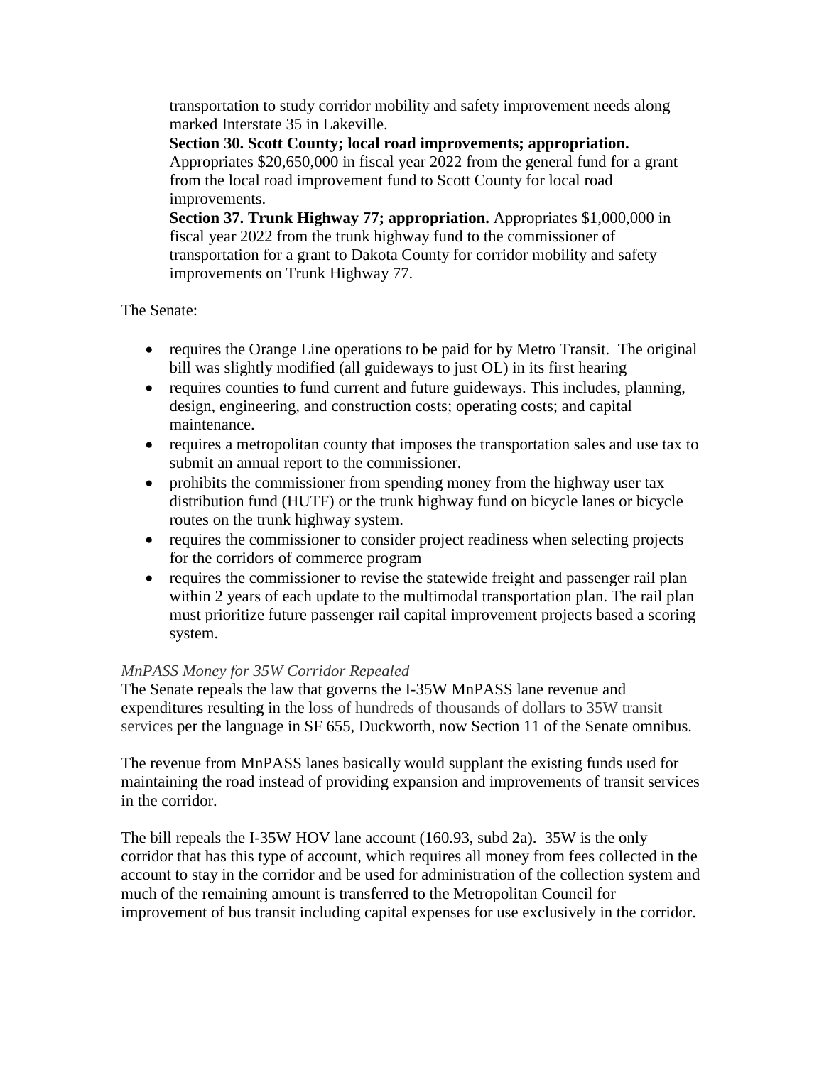transportation to study corridor mobility and safety improvement needs along marked Interstate 35 in Lakeville.

**Section 30. Scott County; local road improvements; appropriation.** Appropriates $20,650,000 in fiscal year 2022 from the general fund for a grant from the local road improvement fund to Scott County for local road improvements.

**Section 37. Trunk Highway 77; appropriation.** Appropriates $1,000,000 in fiscal year 2022 from the trunk highway fund to the commissioner of transportation for a grant to Dakota County for corridor mobility and safety improvements on Trunk Highway 77.

The Senate:

- requires the Orange Line operations to be paid for by Metro Transit. The original bill was slightly modified (all guideways to just OL) in its first hearing
- requires counties to fund current and future guideways. This includes, planning, design, engineering, and construction costs; operating costs; and capital maintenance.
- requires a metropolitan county that imposes the transportation sales and use tax to submit an annual report to the commissioner.
- prohibits the commissioner from spending money from the highway user tax distribution fund (HUTF) or the trunk highway fund on bicycle lanes or bicycle routes on the trunk highway system.
- requires the commissioner to consider project readiness when selecting projects for the corridors of commerce program
- requires the commissioner to revise the statewide freight and passenger rail plan within 2 years of each update to the multimodal transportation plan. The rail plan must prioritize future passenger rail capital improvement projects based a scoring system.

*MnPASS Money for 35W Corridor Repealed*

The Senate repeals the law that governs the I-35W MnPASS lane revenue and expenditures resulting in the loss of hundreds of thousands of dollars to 35W transit services per the language in SF 655, Duckworth, now Section 11 of the Senate omnibus.

The revenue from MnPASS lanes basically would supplant the existing funds used for maintaining the road instead of providing expansion and improvements of transit services in the corridor.

The bill repeals the I-35W HOV lane account (160.93, subd 2a). 35W is the only corridor that has this type of account, which requires all money from fees collected in the account to stay in the corridor and be used for administration of the collection system and much of the remaining amount is transferred to the Metropolitan Council for improvement of bus transit including capital expenses for use exclusively in the corridor.